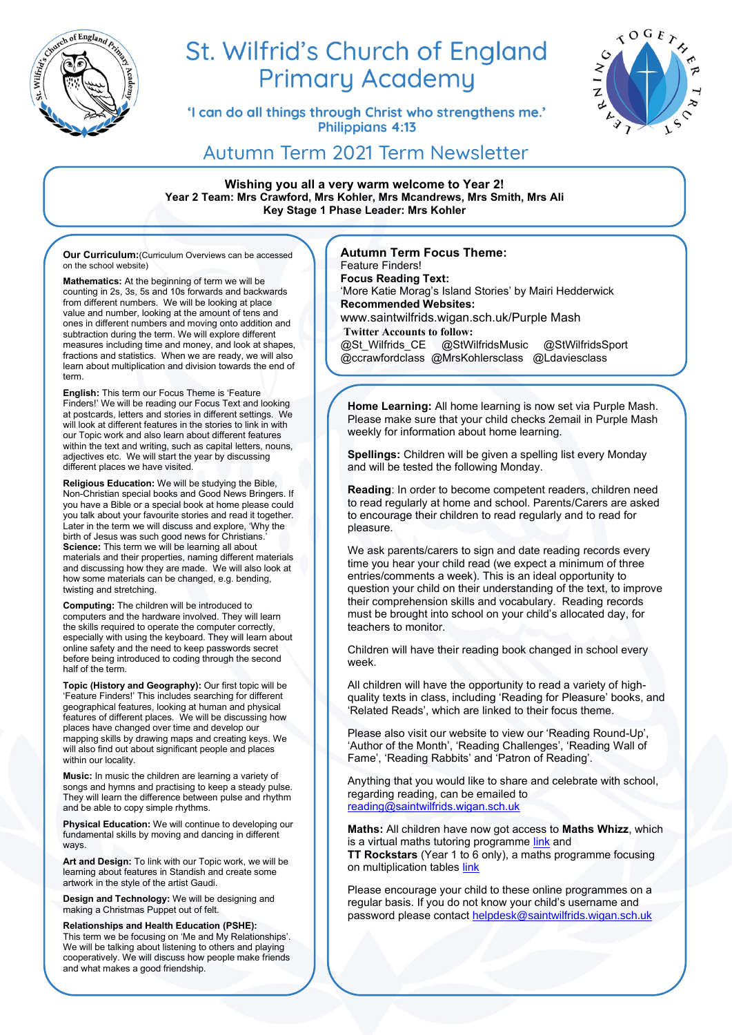# St. Wilfrid's Church of England Primary Academy

'I can do all things through Christ who strengthens me.'
Philippians 4:13

## Autumn Term 2021 Term Newsletter

**Wishing you all a very warm welcome to Year 2!**
**Year 2 Team: Mrs Crawford, Mrs Kohler, Mrs Mcandrews, Mrs Smith, Mrs Ali**
**Key Stage 1 Phase Leader: Mrs Kohler**

**Our Curriculum:** (Curriculum Overviews can be accessed on the school website)

**Mathematics:** At the beginning of term we will be counting in 2s, 3s, 5s and 10s forwards and backwards from different numbers. We will be looking at place value and number, looking at the amount of tens and ones in different numbers and moving onto addition and subtraction during the term. We will explore different measures including time and money, and look at shapes, fractions and statistics. When we are ready, we will also learn about multiplication and division towards the end of term.

**English:** This term our Focus Theme is 'Feature Finders!' We will be reading our Focus Text and looking at postcards, letters and stories in different settings. We will look at different features in the stories to link in with our Topic work and also learn about different features within the text and writing, such as capital letters, nouns, adjectives etc. We will start the year by discussing different places we have visited.

**Religious Education:** We will be studying the Bible, Non-Christian special books and Good News Bringers. If you have a Bible or a special book at home please could you talk about your favourite stories and read it together. Later in the term we will discuss and explore, 'Why the birth of Jesus was such good news for Christians.'

**Science:** This term we will be learning all about materials and their properties, naming different materials and discussing how they are made. We will also look at how some materials can be changed, e.g. bending, twisting and stretching.

**Computing:** The children will be introduced to computers and the hardware involved. They will learn the skills required to operate the computer correctly, especially with using the keyboard. They will learn about online safety and the need to keep passwords secret before being introduced to coding through the second half of the term.

**Topic (History and Geography):** Our first topic will be 'Feature Finders!' This includes searching for different geographical features, looking at human and physical features of different places. We will be discussing how places have changed over time and develop our mapping skills by drawing maps and creating keys. We will also find out about significant people and places within our locality.

**Music:** In music the children are learning a variety of songs and hymns and practising to keep a steady pulse. They will learn the difference between pulse and rhythm and be able to copy simple rhythms.

**Physical Education:** We will continue to developing our fundamental skills by moving and dancing in different ways.

**Art and Design:** To link with our Topic work, we will be learning about features in Standish and create some artwork in the style of the artist Gaudi.

**Design and Technology:** We will be designing and making a Christmas Puppet out of felt.

**Relationships and Health Education (PSHE):**
This term we be focusing on 'Me and My Relationships'. We will be talking about listening to others and playing cooperatively. We will discuss how people make friends and what makes a good friendship.

**Autumn Term Focus Theme:**
Feature Finders!
**Focus Reading Text:**
'More Katie Morag's Island Stories' by Mairi Hedderwick
**Recommended Websites:**
www.saintwilfrids.wigan.sch.uk/Purple Mash
**Twitter Accounts to follow:**
@St_Wilfrids_CE @StWilfridsMusic @StWilfridsSport
@ccrawfordclass @MrsKohlersclass @Ldaviesclass

**Home Learning:** All home learning is now set via Purple Mash. Please make sure that your child checks 2email in Purple Mash weekly for information about home learning.

**Spellings:** Children will be given a spelling list every Monday and will be tested the following Monday.

**Reading**: In order to become competent readers, children need to read regularly at home and school. Parents/Carers are asked to encourage their children to read regularly and to read for pleasure.

We ask parents/carers to sign and date reading records every time you hear your child read (we expect a minimum of three entries/comments a week). This is an ideal opportunity to question your child on their understanding of the text, to improve their comprehension skills and vocabulary. Reading records must be brought into school on your child's allocated day, for teachers to monitor.

Children will have their reading book changed in school every week.

All children will have the opportunity to read a variety of high-quality texts in class, including 'Reading for Pleasure' books, and 'Related Reads', which are linked to their focus theme.

Please also visit our website to view our 'Reading Round-Up', 'Author of the Month', 'Reading Challenges', 'Reading Wall of Fame', 'Reading Rabbits' and 'Patron of Reading'.

Anything that you would like to share and celebrate with school, regarding reading, can be emailed to reading@saintwilfrids.wigan.sch.uk

**Maths:** All children have now got access to **Maths Whizz**, which is a virtual maths tutoring programme link and
**TT Rockstars** (Year 1 to 6 only), a maths programme focusing on multiplication tables link

Please encourage your child to these online programmes on a regular basis. If you do not know your child's username and password please contact helpdesk@saintwilfrids.wigan.sch.uk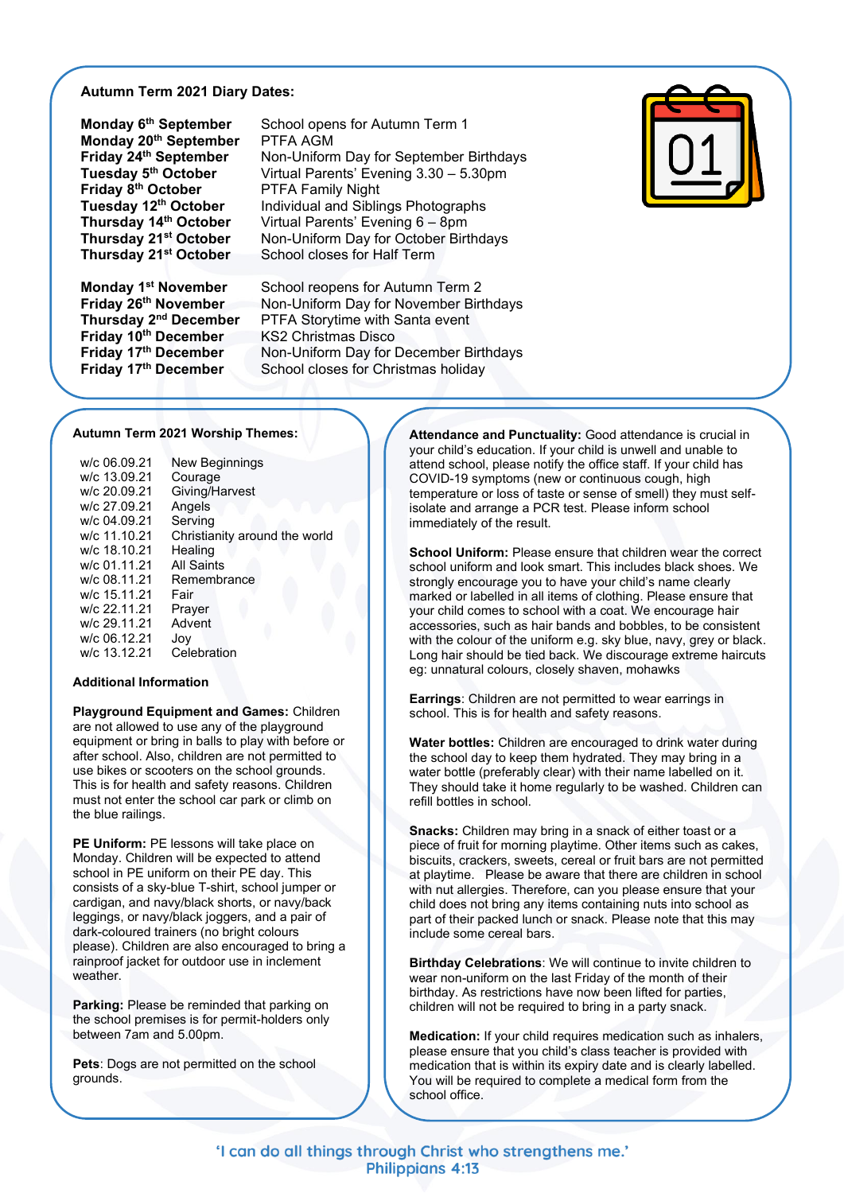## Autumn Term 2021 Diary Dates:

| | |
|---|---|
| **Monday 6th September** | School opens for Autumn Term 1 |
| **Monday 20th September** | PTFA AGM |
| **Friday 24th September** | Non-Uniform Day for September Birthdays |
| **Tuesday 5th October** | Virtual Parents' Evening 3.30 – 5.30pm |
| **Friday 8th October** | PTFA Family Night |
| **Tuesday 12th October** | Individual and Siblings Photographs |
| **Thursday 14th October** | Virtual Parents' Evening 6 – 8pm |
| **Thursday 21st October** | Non-Uniform Day for October Birthdays |
| **Thursday 21st October** | School closes for Half Term |
| **Monday 1st November** | School reopens for Autumn Term 2 |
| **Friday 26th November** | Non-Uniform Day for November Birthdays |
| **Thursday 2nd December** | PTFA Storytime with Santa event |
| **Friday 10th December** | KS2 Christmas Disco |
| **Friday 17th December** | Non-Uniform Day for December Birthdays |
| **Friday 17th December** | School closes for Christmas holiday |

## Autumn Term 2021 Worship Themes:

| | |
|---|---|
| w/c 06.09.21 | New Beginnings |
| w/c 13.09.21 | Courage |
| w/c 20.09.21 | Giving/Harvest |
| w/c 27.09.21 | Angels |
| w/c 04.09.21 | Serving |
| w/c 11.10.21 | Christianity around the world |
| w/c 18.10.21 | Healing |
| w/c 01.11.21 | All Saints |
| w/c 08.11.21 | Remembrance |
| w/c 15.11.21 | Fair |
| w/c 22.11.21 | Prayer |
| w/c 29.11.21 | Advent |
| w/c 06.12.21 | Joy |
| w/c 13.12.21 | Celebration |

## Additional Information

**Playground Equipment and Games:** Children are not allowed to use any of the playground equipment or bring in balls to play with before or after school. Also, children are not permitted to use bikes or scooters on the school grounds. This is for health and safety reasons. Children must not enter the school car park or climb on the blue railings.

**PE Uniform:** PE lessons will take place on Monday. Children will be expected to attend school in PE uniform on their PE day. This consists of a sky-blue T-shirt, school jumper or cardigan, and navy/black shorts, or navy/back leggings, or navy/black joggers, and a pair of dark-coloured trainers (no bright colours please). Children are also encouraged to bring a rainproof jacket for outdoor use in inclement weather.

**Parking:** Please be reminded that parking on the school premises is for permit-holders only between 7am and 5.00pm.

**Pets**: Dogs are not permitted on the school grounds.

**Attendance and Punctuality:** Good attendance is crucial in your child's education. If your child is unwell and unable to attend school, please notify the office staff. If your child has COVID-19 symptoms (new or continuous cough, high temperature or loss of taste or sense of smell) they must self-isolate and arrange a PCR test. Please inform school immediately of the result.

**School Uniform:** Please ensure that children wear the correct school uniform and look smart. This includes black shoes. We strongly encourage you to have your child's name clearly marked or labelled in all items of clothing. Please ensure that your child comes to school with a coat. We encourage hair accessories, such as hair bands and bobbles, to be consistent with the colour of the uniform e.g. sky blue, navy, grey or black. Long hair should be tied back. We discourage extreme haircuts eg: unnatural colours, closely shaven, mohawks

**Earrings**: Children are not permitted to wear earrings in school. This is for health and safety reasons.

**Water bottles:** Children are encouraged to drink water during the school day to keep them hydrated. They may bring in a water bottle (preferably clear) with their name labelled on it. They should take it home regularly to be washed. Children can refill bottles in school.

**Snacks:** Children may bring in a snack of either toast or a piece of fruit for morning playtime. Other items such as cakes, biscuits, crackers, sweets, cereal or fruit bars are not permitted at playtime. Please be aware that there are children in school with nut allergies. Therefore, can you please ensure that your child does not bring any items containing nuts into school as part of their packed lunch or snack. Please note that this may include some cereal bars.

**Birthday Celebrations**: We will continue to invite children to wear non-uniform on the last Friday of the month of their birthday. As restrictions have now been lifted for parties, children will not be required to bring in a party snack.

**Medication:** If your child requires medication such as inhalers, please ensure that you child's class teacher is provided with medication that is within its expiry date and is clearly labelled. You will be required to complete a medical form from the school office.

'I can do all things through Christ who strengthens me.'
Philippians 4:13